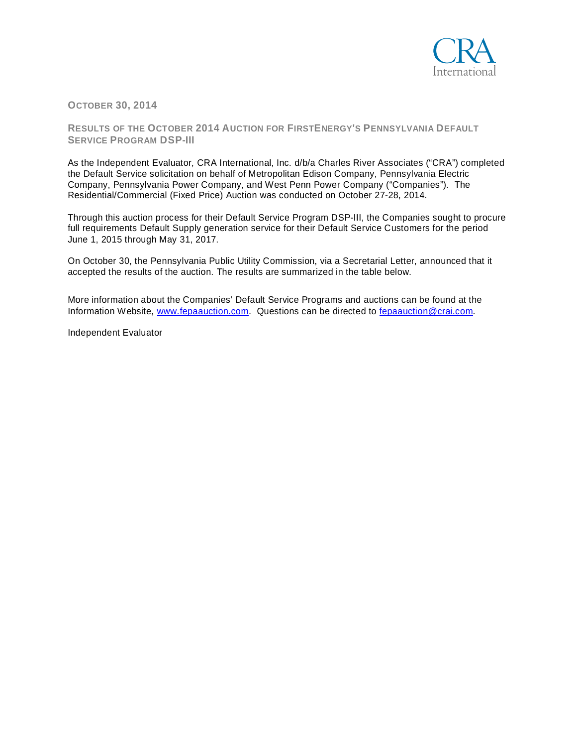# OCTOBER 30, 2014

## RESULTS OF THE OCTOBER 2014 AUCTION FOR FIRSTENERGY'S PENNSYLVANIA DEFAULT SERVICE PROGRAM DSP-III

As the Independent Evaluator, CRA International, Inc. d/b/a Charles River Associates ("CRA") completed the Default Service solicitation on behalf of Metropolitan Edison Company, Pennsylvania Electric Company, Pennsylvania Power Company, and West Penn Power Company ("Companies"). The Residential/Commercial (Fixed Price) Auction was conducted on October 27-28, 2014.

Through this auction process for their Default Service Program DSP-III, the Companies sought to procure full requirements Default Supply generation service for their Default Service Customers for the period June 1, 2015 through May 31, 2017.

On October 30, the Pennsylvania Public Utility Commission, via a Secretarial Letter, announced that it accepted the results of the auction. The results are summarized in the table below.

More information about the Companies' Default Service Programs and auctions can be found at the Information Website, [www.fepaauction.com](http://www.fepaauction.com). Questions can be directed to [fepaauction@crai.com](mailto:fepaauction@crai.com).

Independent Evaluator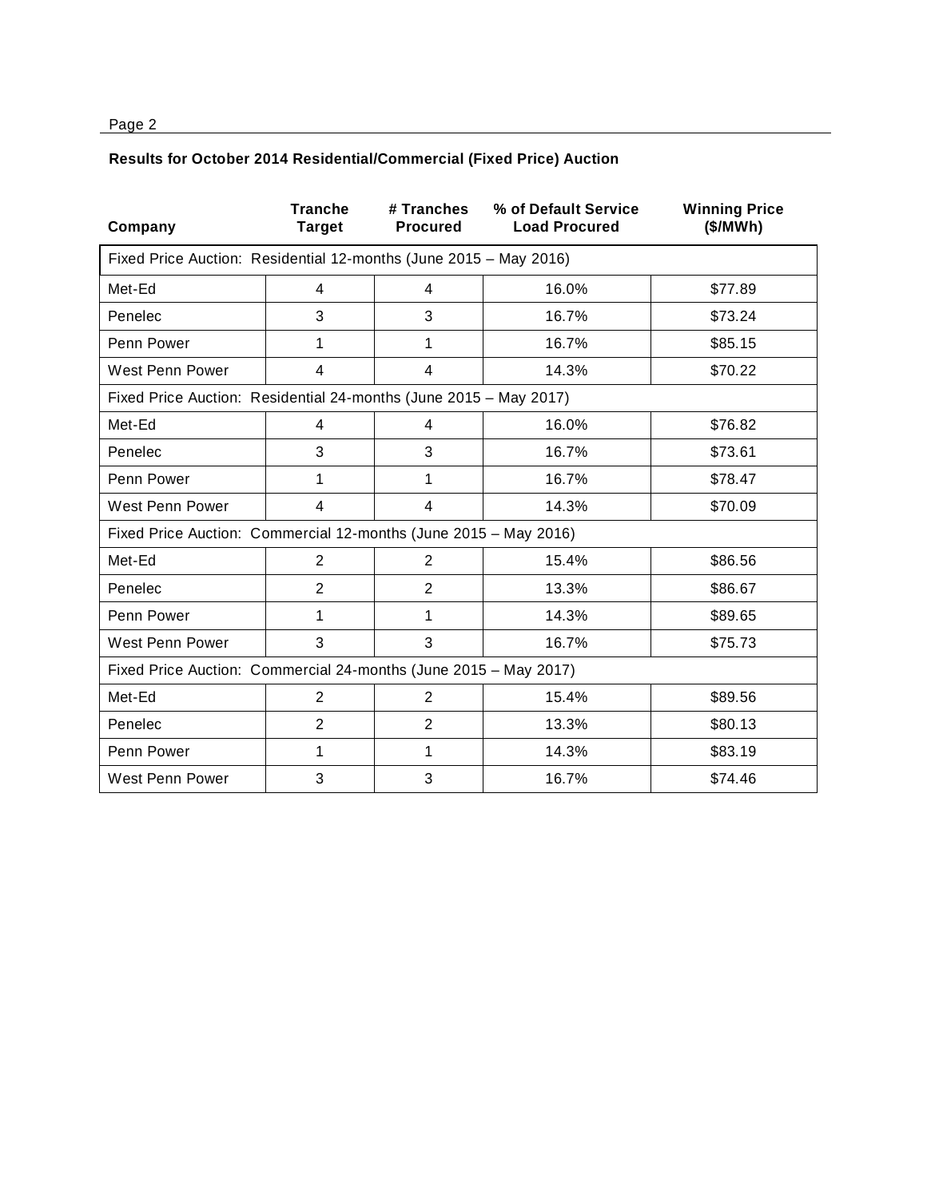**Results for October 2014 Residential/Commercial (Fixed Price) Auction**

| Company | Tranche Target | # Tranches Procured | % of Default Service Load Procured | Winning Price ($/MWh) |
|---|---|---|---|---|
| Fixed Price Auction: Residential 12-months (June 2015 – May 2016) | | | | |
| Met-Ed | 4 | 4 | 16.0% | $77.89 |
| Penelec | 3 | 3 | 16.7% | $73.24 |
| Penn Power | 1 | 1 | 16.7% | $85.15 |
| West Penn Power | 4 | 4 | 14.3% | $70.22 |
| Fixed Price Auction: Residential 24-months (June 2015 – May 2017) | | | | |
| Met-Ed | 4 | 4 | 16.0% | $76.82 |
| Penelec | 3 | 3 | 16.7% | $73.61 |
| Penn Power | 1 | 1 | 16.7% | $78.47 |
| West Penn Power | 4 | 4 | 14.3% | $70.09 |
| Fixed Price Auction: Commercial 12-months (June 2015 – May 2016) | | | | |
| Met-Ed | 2 | 2 | 15.4% | $86.56 |
| Penelec | 2 | 2 | 13.3% | $86.67 |
| Penn Power | 1 | 1 | 14.3% | $89.65 |
| West Penn Power | 3 | 3 | 16.7% | $75.73 |
| Fixed Price Auction: Commercial 24-months (June 2015 – May 2017) | | | | |
| Met-Ed | 2 | 2 | 15.4% | $89.56 |
| Penelec | 2 | 2 | 13.3% | $80.13 |
| Penn Power | 1 | 1 | 14.3% | $83.19 |
| West Penn Power | 3 | 3 | 16.7% | $74.46 |